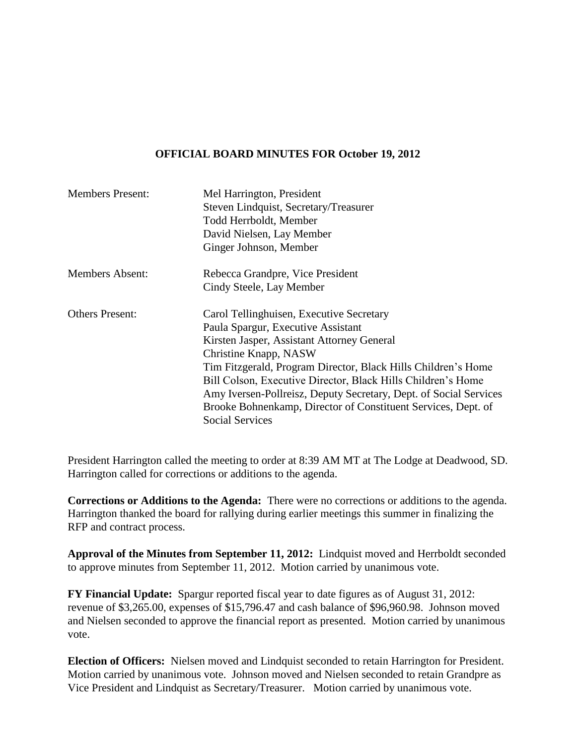# OFFICIAL BOARD MINUTES FOR October 19, 2012

| | |
|---|---|
| Members Present: | Mel Harrington, President<br>Steven Lindquist, Secretary/Treasurer<br>Todd Herrboldt, Member<br>David Nielsen, Lay Member<br>Ginger Johnson, Member |
| Members Absent: | Rebecca Grandpre, Vice President<br>Cindy Steele, Lay Member |
| Others Present: | Carol Tellinghuisen, Executive Secretary<br>Paula Spargur, Executive Assistant<br>Kirsten Jasper, Assistant Attorney General<br>Christine Knapp, NASW<br>Tim Fitzgerald, Program Director, Black Hills Children's Home<br>Bill Colson, Executive Director, Black Hills Children's Home<br>Amy Iversen-Pollreisz, Deputy Secretary, Dept. of Social Services<br>Brooke Bohnenkamp, Director of Constituent Services, Dept. of Social Services |

President Harrington called the meeting to order at 8:39 AM MT at The Lodge at Deadwood, SD. Harrington called for corrections or additions to the agenda.

**Corrections or Additions to the Agenda:** There were no corrections or additions to the agenda. Harrington thanked the board for rallying during earlier meetings this summer in finalizing the RFP and contract process.

**Approval of the Minutes from September 11, 2012:** Lindquist moved and Herrboldt seconded to approve minutes from September 11, 2012. Motion carried by unanimous vote.

**FY Financial Update:** Spargur reported fiscal year to date figures as of August 31, 2012: revenue of $3,265.00, expenses of $15,796.47 and cash balance of $96,960.98. Johnson moved and Nielsen seconded to approve the financial report as presented. Motion carried by unanimous vote.

**Election of Officers:** Nielsen moved and Lindquist seconded to retain Harrington for President. Motion carried by unanimous vote. Johnson moved and Nielsen seconded to retain Grandpre as Vice President and Lindquist as Secretary/Treasurer. Motion carried by unanimous vote.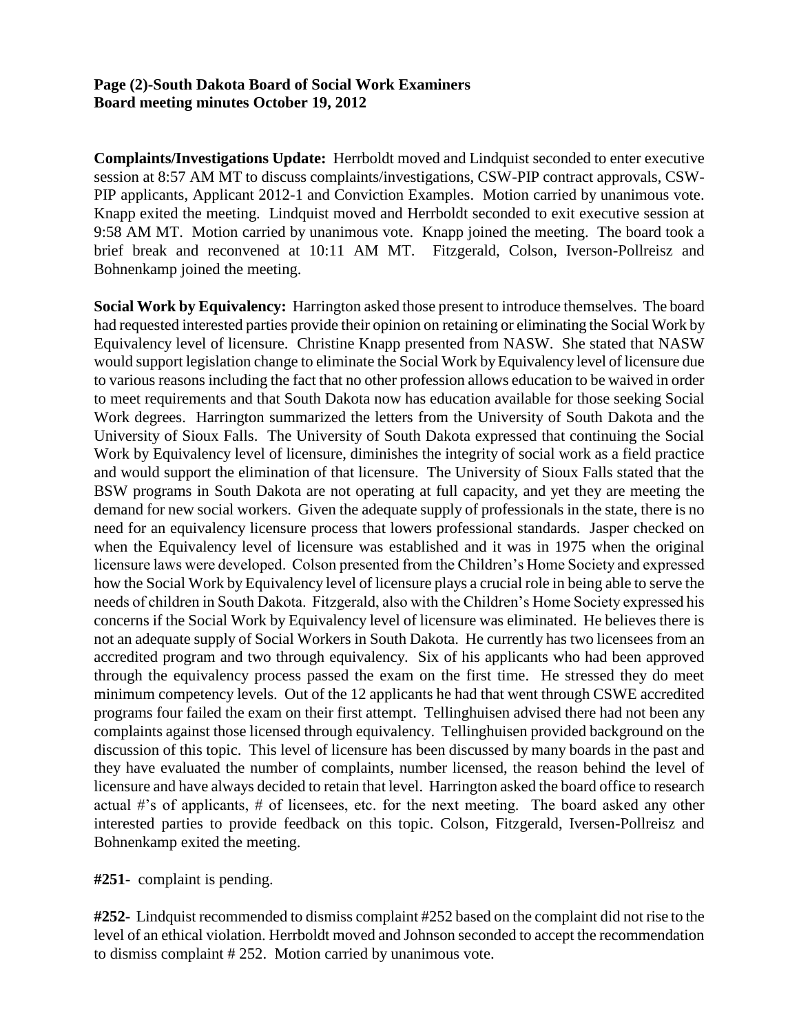**Complaints/Investigations Update:** Herrboldt moved and Lindquist seconded to enter executive session at 8:57 AM MT to discuss complaints/investigations, CSW-PIP contract approvals, CSW-PIP applicants, Applicant 2012-1 and Conviction Examples. Motion carried by unanimous vote. Knapp exited the meeting. Lindquist moved and Herrboldt seconded to exit executive session at 9:58 AM MT. Motion carried by unanimous vote. Knapp joined the meeting. The board took a brief break and reconvened at 10:11 AM MT. Fitzgerald, Colson, Iverson-Pollreisz and Bohnenkamp joined the meeting.

**Social Work by Equivalency:** Harrington asked those present to introduce themselves. The board had requested interested parties provide their opinion on retaining or eliminating the Social Work by Equivalency level of licensure. Christine Knapp presented from NASW. She stated that NASW would support legislation change to eliminate the Social Work by Equivalency level of licensure due to various reasons including the fact that no other profession allows education to be waived in order to meet requirements and that South Dakota now has education available for those seeking Social Work degrees. Harrington summarized the letters from the University of South Dakota and the University of Sioux Falls. The University of South Dakota expressed that continuing the Social Work by Equivalency level of licensure, diminishes the integrity of social work as a field practice and would support the elimination of that licensure. The University of Sioux Falls stated that the BSW programs in South Dakota are not operating at full capacity, and yet they are meeting the demand for new social workers. Given the adequate supply of professionals in the state, there is no need for an equivalency licensure process that lowers professional standards. Jasper checked on when the Equivalency level of licensure was established and it was in 1975 when the original licensure laws were developed. Colson presented from the Children's Home Society and expressed how the Social Work by Equivalency level of licensure plays a crucial role in being able to serve the needs of children in South Dakota. Fitzgerald, also with the Children's Home Society expressed his concerns if the Social Work by Equivalency level of licensure was eliminated. He believes there is not an adequate supply of Social Workers in South Dakota. He currently has two licensees from an accredited program and two through equivalency. Six of his applicants who had been approved through the equivalency process passed the exam on the first time. He stressed they do meet minimum competency levels. Out of the 12 applicants he had that went through CSWE accredited programs four failed the exam on their first attempt. Tellinghuisen advised there had not been any complaints against those licensed through equivalency. Tellinghuisen provided background on the discussion of this topic. This level of licensure has been discussed by many boards in the past and they have evaluated the number of complaints, number licensed, the reason behind the level of licensure and have always decided to retain that level. Harrington asked the board office to research actual #'s of applicants, # of licensees, etc. for the next meeting. The board asked any other interested parties to provide feedback on this topic. Colson, Fitzgerald, Iversen-Pollreisz and Bohnenkamp exited the meeting.

**#251**- complaint is pending.

**#252**- Lindquist recommended to dismiss complaint #252 based on the complaint did not rise to the level of an ethical violation. Herrboldt moved and Johnson seconded to accept the recommendation to dismiss complaint # 252. Motion carried by unanimous vote.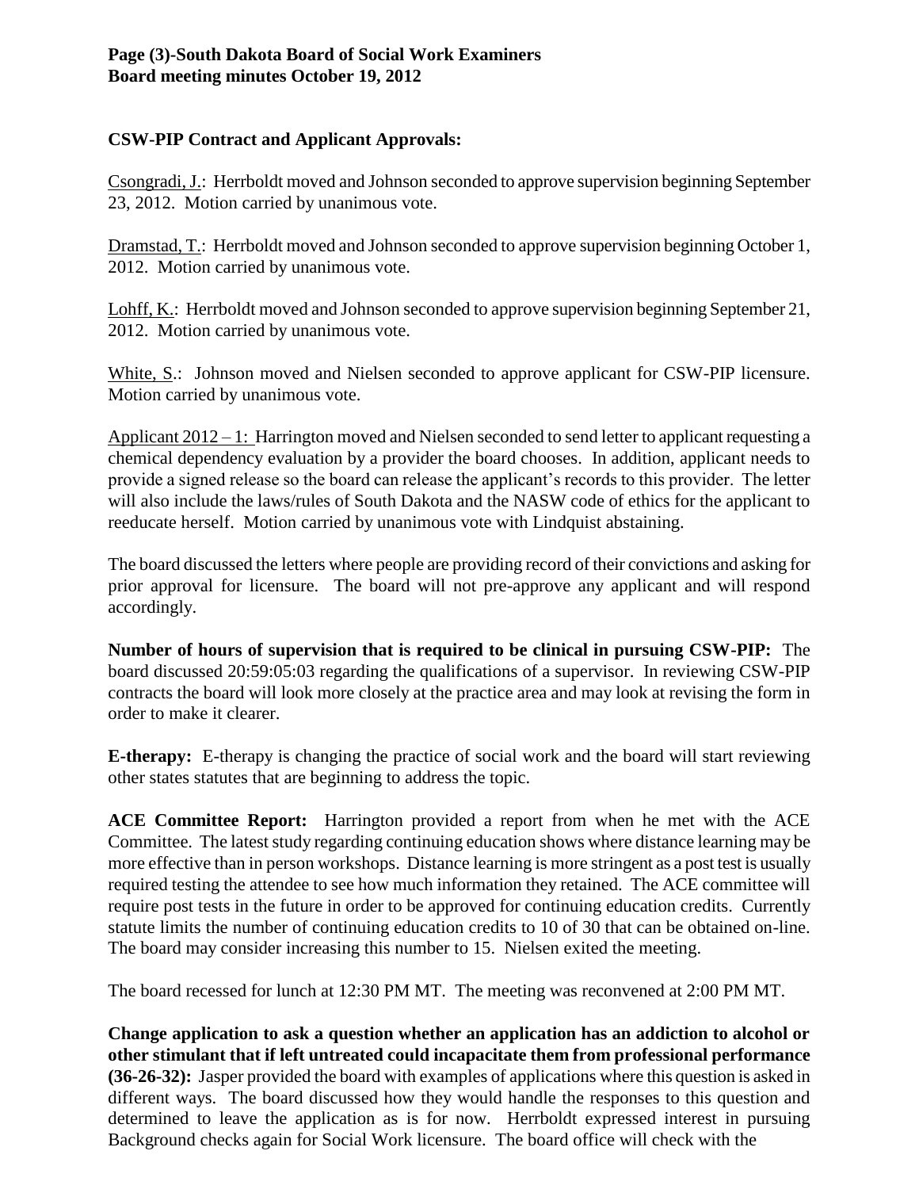**CSW-PIP Contract and Applicant Approvals:**

Csongradi, J.: Herrboldt moved and Johnson seconded to approve supervision beginning September 23, 2012. Motion carried by unanimous vote.

Dramstad, T.: Herrboldt moved and Johnson seconded to approve supervision beginning October 1, 2012. Motion carried by unanimous vote.

Lohff, K.: Herrboldt moved and Johnson seconded to approve supervision beginning September 21, 2012. Motion carried by unanimous vote.

White, S.: Johnson moved and Nielsen seconded to approve applicant for CSW-PIP licensure. Motion carried by unanimous vote.

Applicant 2012 – 1: Harrington moved and Nielsen seconded to send letter to applicant requesting a chemical dependency evaluation by a provider the board chooses. In addition, applicant needs to provide a signed release so the board can release the applicant's records to this provider. The letter will also include the laws/rules of South Dakota and the NASW code of ethics for the applicant to reeducate herself. Motion carried by unanimous vote with Lindquist abstaining.

The board discussed the letters where people are providing record of their convictions and asking for prior approval for licensure. The board will not pre-approve any applicant and will respond accordingly.

**Number of hours of supervision that is required to be clinical in pursuing CSW-PIP:** The board discussed 20:59:05:03 regarding the qualifications of a supervisor. In reviewing CSW-PIP contracts the board will look more closely at the practice area and may look at revising the form in order to make it clearer.

**E-therapy:** E-therapy is changing the practice of social work and the board will start reviewing other states statutes that are beginning to address the topic.

**ACE Committee Report:** Harrington provided a report from when he met with the ACE Committee. The latest study regarding continuing education shows where distance learning may be more effective than in person workshops. Distance learning is more stringent as a post test is usually required testing the attendee to see how much information they retained. The ACE committee will require post tests in the future in order to be approved for continuing education credits. Currently statute limits the number of continuing education credits to 10 of 30 that can be obtained on-line. The board may consider increasing this number to 15. Nielsen exited the meeting.

The board recessed for lunch at 12:30 PM MT. The meeting was reconvened at 2:00 PM MT.

**Change application to ask a question whether an application has an addiction to alcohol or other stimulant that if left untreated could incapacitate them from professional performance (36-26-32):** Jasper provided the board with examples of applications where this question is asked in different ways. The board discussed how they would handle the responses to this question and determined to leave the application as is for now. Herrboldt expressed interest in pursuing Background checks again for Social Work licensure. The board office will check with the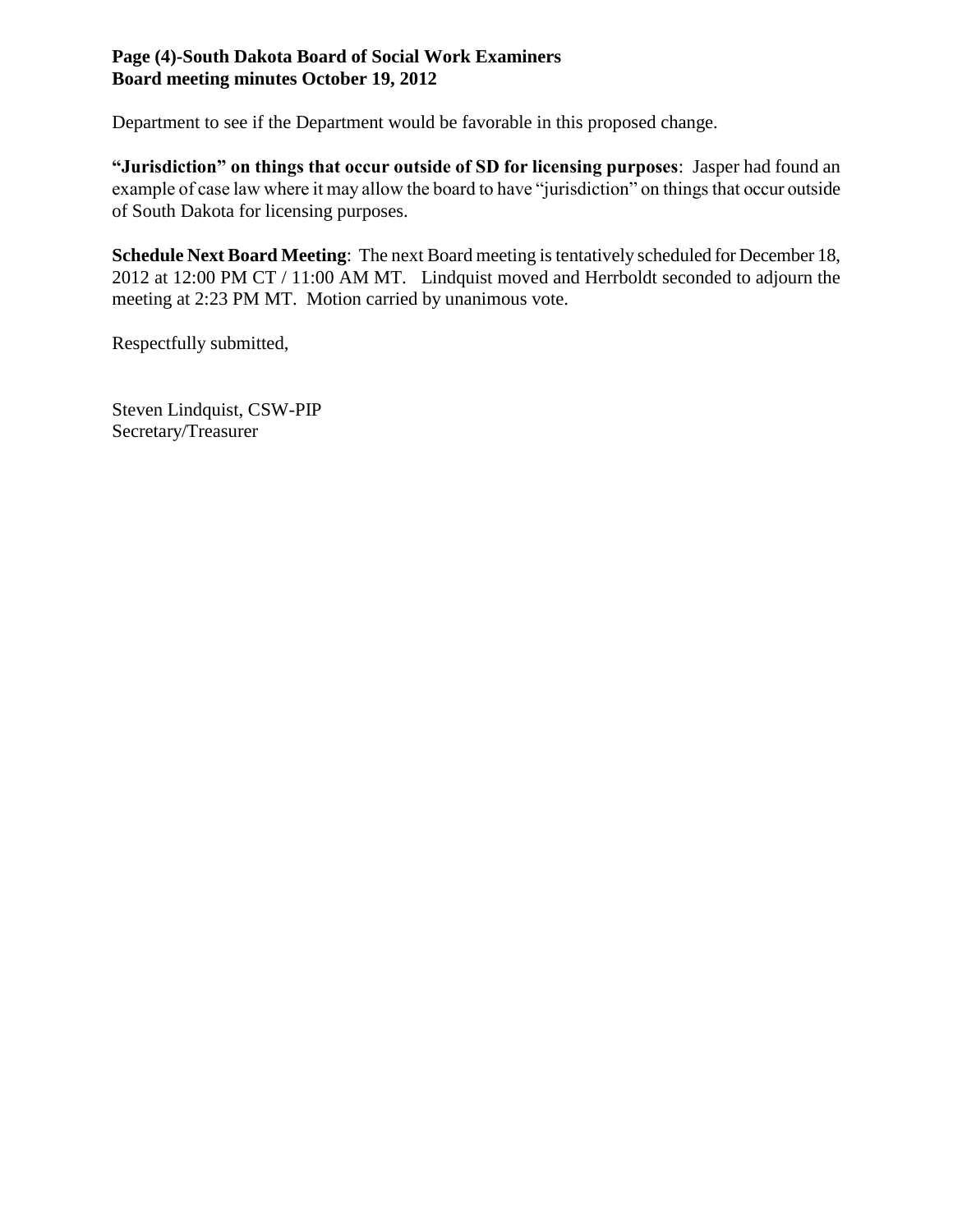Department to see if the Department would be favorable in this proposed change.

**"Jurisdiction" on things that occur outside of SD for licensing purposes**: Jasper had found an example of case law where it may allow the board to have "jurisdiction" on things that occur outside of South Dakota for licensing purposes.

**Schedule Next Board Meeting**: The next Board meeting is tentatively scheduled for December 18, 2012 at 12:00 PM CT / 11:00 AM MT. Lindquist moved and Herrboldt seconded to adjourn the meeting at 2:23 PM MT. Motion carried by unanimous vote.

Respectfully submitted,

Steven Lindquist, CSW-PIP
Secretary/Treasurer